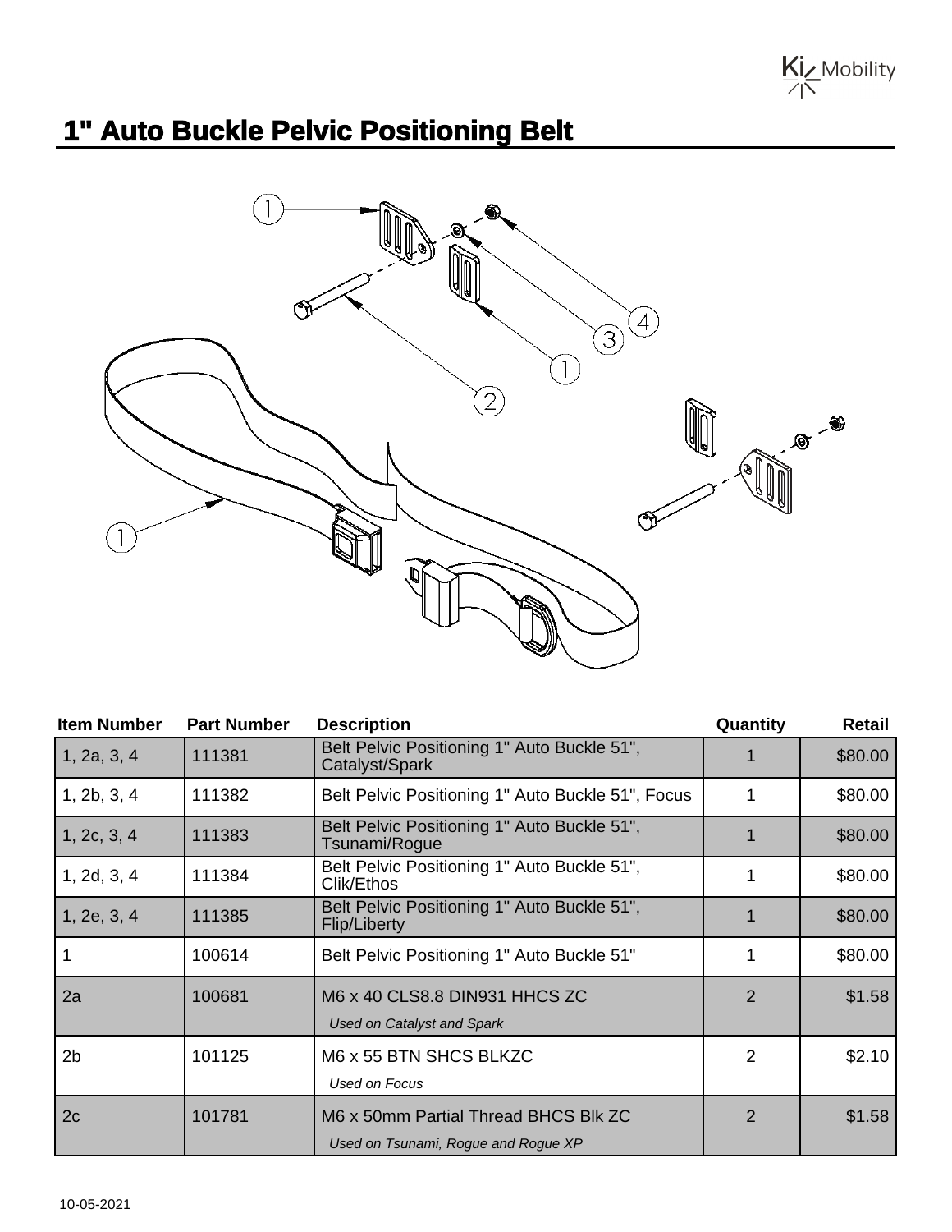# 1" Auto Buckle Pelvic Positioning Belt

| Item Number | Part Number | Description | Quantity | Retail |
|---|---|---|---|---|
| 1, 2a, 3, 4 | 111381 | Belt Pelvic Positioning 1" Auto Buckle 51", Catalyst/Spark | 1 | $80.00 |
| 1, 2b, 3, 4 | 111382 | Belt Pelvic Positioning 1" Auto Buckle 51", Focus | 1 | $80.00 |
| 1, 2c, 3, 4 | 111383 | Belt Pelvic Positioning 1" Auto Buckle 51", Tsunami/Rogue | 1 | $80.00 |
| 1, 2d, 3, 4 | 111384 | Belt Pelvic Positioning 1" Auto Buckle 51", Clik/Ethos | 1 | $80.00 |
| 1, 2e, 3, 4 | 111385 | Belt Pelvic Positioning 1" Auto Buckle 51", Flip/Liberty | 1 | $80.00 |
| 1 | 100614 | Belt Pelvic Positioning 1" Auto Buckle 51" | 1 | $80.00 |
| 2a | 100681 | M6 x 40 CLS8.8 DIN931 HHCS ZC<br>*Used on Catalyst and Spark* | 2 | $1.58 |
| 2b | 101125 | M6 x 55 BTN SHCS BLKZC<br>*Used on Focus* | 2 | $2.10 |
| 2c | 101781 | M6 x 50mm Partial Thread BHCS Blk ZC<br>*Used on Tsunami, Rogue and Rogue XP* | 2 | $1.58 |

10-05-2021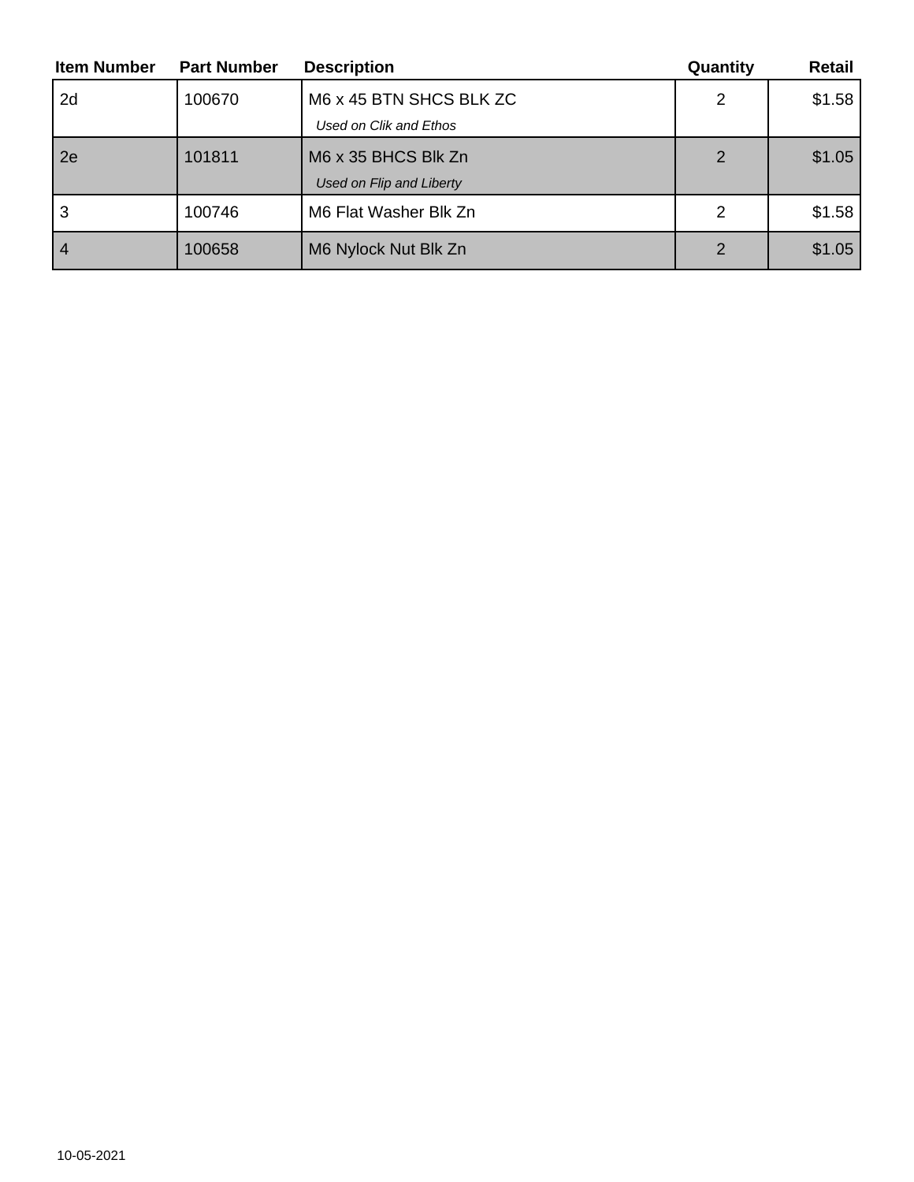| Item Number | Part Number | Description | Quantity | Retail |
| --- | --- | --- | --- | --- |
| 2d | 100670 | M6 x 45 BTN SHCS BLK ZC *Used on Clik and Ethos* | 2 | $1.58 |
| 2e | 101811 | M6 x 35 BHCS Blk Zn *Used on Flip and Liberty* | 2 | $1.05 |
| 3 | 100746 | M6 Flat Washer Blk Zn | 2 | $1.58 |
| 4 | 100658 | M6 Nylock Nut Blk Zn | 2 | $1.05 |

10-05-2021